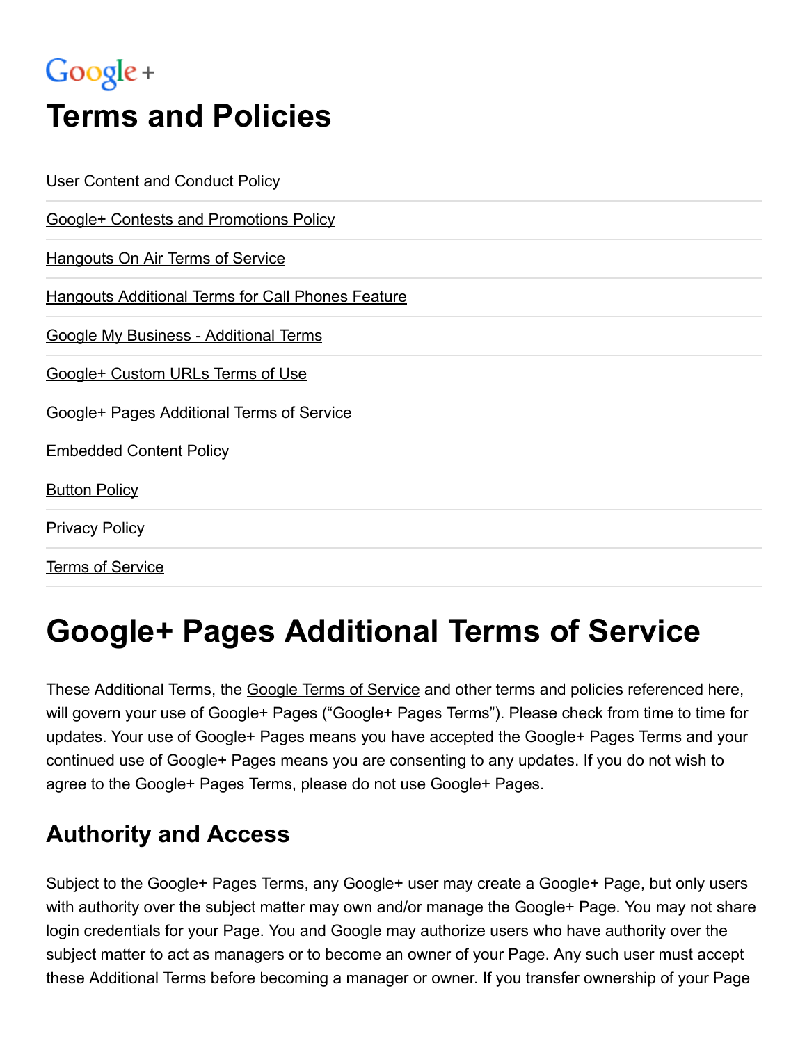Google+

# Terms and Policies

[User Content and Conduct Policy]

[Google+ Contests and Promotions Policy]

[Hangouts On Air Terms of Service]

[Hangouts Additional Terms for Call Phones Feature]

[Google My Business - Additional Terms]

[Google+ Custom URLs Terms of Use]

Google+ Pages Additional Terms of Service

[Embedded Content Policy]

[Button Policy]

[Privacy Policy]

[Terms of Service]

# Google+ Pages Additional Terms of Service

These Additional Terms, the Google Terms of Service and other terms and policies referenced here, will govern your use of Google+ Pages ("Google+ Pages Terms"). Please check from time to time for updates. Your use of Google+ Pages means you have accepted the Google+ Pages Terms and your continued use of Google+ Pages means you are consenting to any updates. If you do not wish to agree to the Google+ Pages Terms, please do not use Google+ Pages.

## Authority and Access

Subject to the Google+ Pages Terms, any Google+ user may create a Google+ Page, but only users with authority over the subject matter may own and/or manage the Google+ Page. You may not share login credentials for your Page. You and Google may authorize users who have authority over the subject matter to act as managers or to become an owner of your Page. Any such user must accept these Additional Terms before becoming a manager or owner. If you transfer ownership of your Page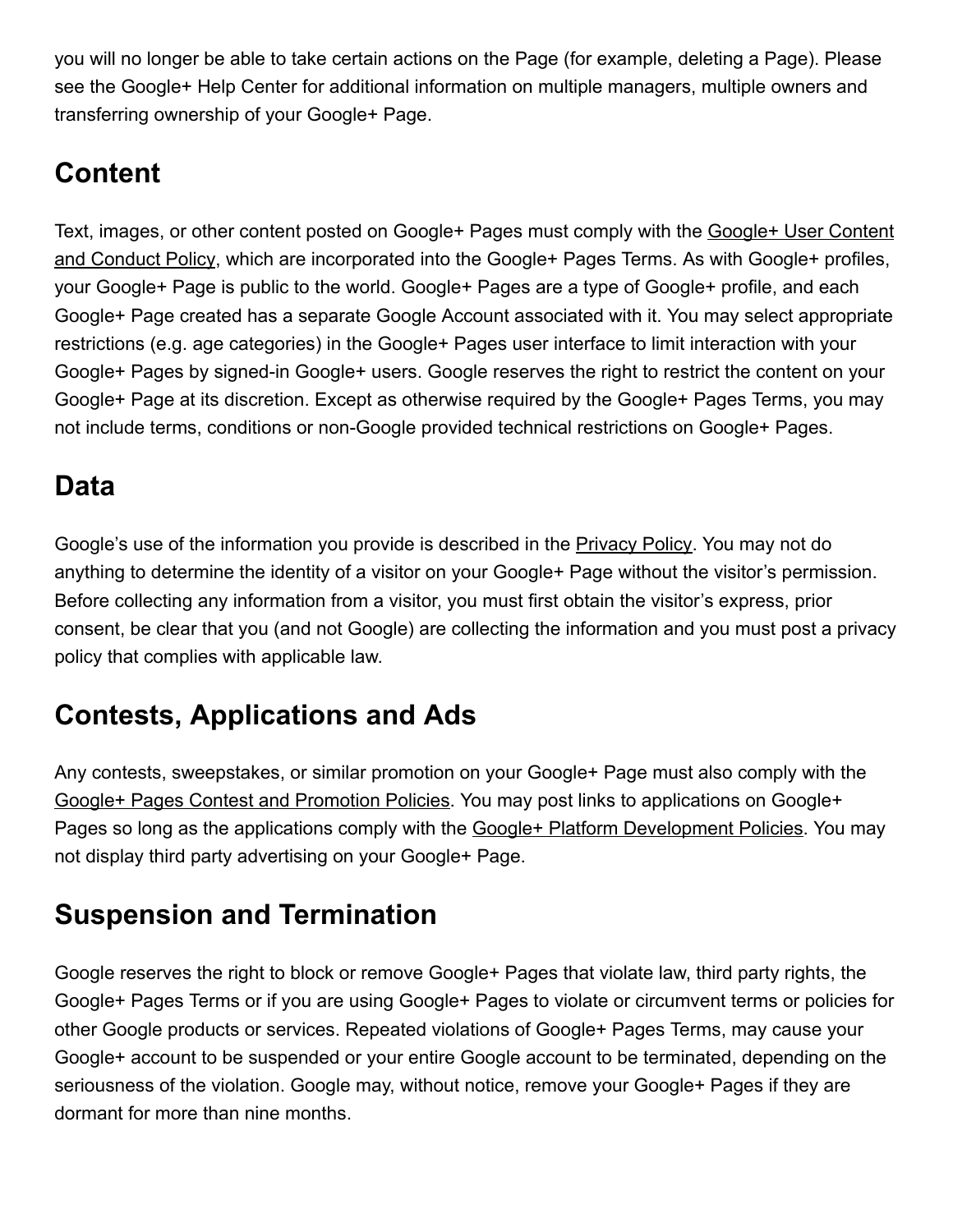you will no longer be able to take certain actions on the Page (for example, deleting a Page). Please see the Google+ Help Center for additional information on multiple managers, multiple owners and transferring ownership of your Google+ Page.

## Content

Text, images, or other content posted on Google+ Pages must comply with the Google+ User Content and Conduct Policy, which are incorporated into the Google+ Pages Terms. As with Google+ profiles, your Google+ Page is public to the world. Google+ Pages are a type of Google+ profile, and each Google+ Page created has a separate Google Account associated with it. You may select appropriate restrictions (e.g. age categories) in the Google+ Pages user interface to limit interaction with your Google+ Pages by signed-in Google+ users. Google reserves the right to restrict the content on your Google+ Page at its discretion. Except as otherwise required by the Google+ Pages Terms, you may not include terms, conditions or non-Google provided technical restrictions on Google+ Pages.

## Data

Google's use of the information you provide is described in the Privacy Policy. You may not do anything to determine the identity of a visitor on your Google+ Page without the visitor's permission. Before collecting any information from a visitor, you must first obtain the visitor's express, prior consent, be clear that you (and not Google) are collecting the information and you must post a privacy policy that complies with applicable law.

## Contests, Applications and Ads

Any contests, sweepstakes, or similar promotion on your Google+ Page must also comply with the Google+ Pages Contest and Promotion Policies. You may post links to applications on Google+ Pages so long as the applications comply with the Google+ Platform Development Policies. You may not display third party advertising on your Google+ Page.

## Suspension and Termination

Google reserves the right to block or remove Google+ Pages that violate law, third party rights, the Google+ Pages Terms or if you are using Google+ Pages to violate or circumvent terms or policies for other Google products or services. Repeated violations of Google+ Pages Terms, may cause your Google+ account to be suspended or your entire Google account to be terminated, depending on the seriousness of the violation. Google may, without notice, remove your Google+ Pages if they are dormant for more than nine months.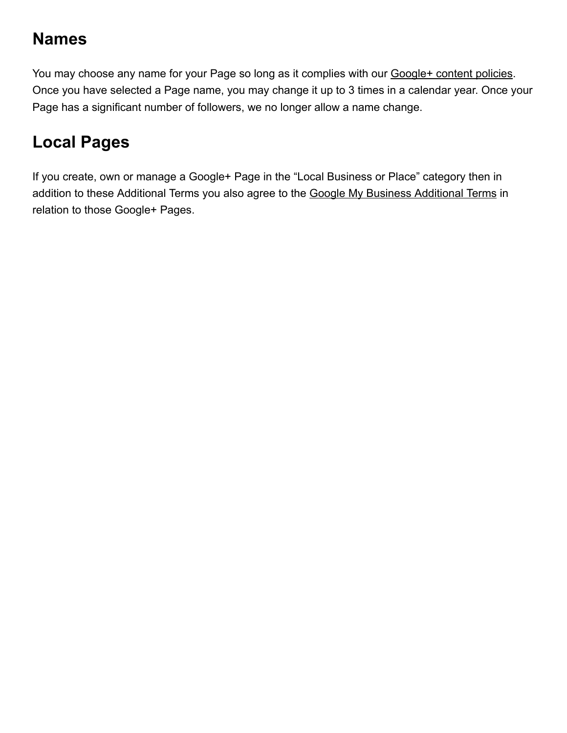## Names

You may choose any name for your Page so long as it complies with our Google+ content policies. Once you have selected a Page name, you may change it up to 3 times in a calendar year. Once your Page has a significant number of followers, we no longer allow a name change.

## Local Pages

If you create, own or manage a Google+ Page in the “Local Business or Place” category then in addition to these Additional Terms you also agree to the Google My Business Additional Terms in relation to those Google+ Pages.